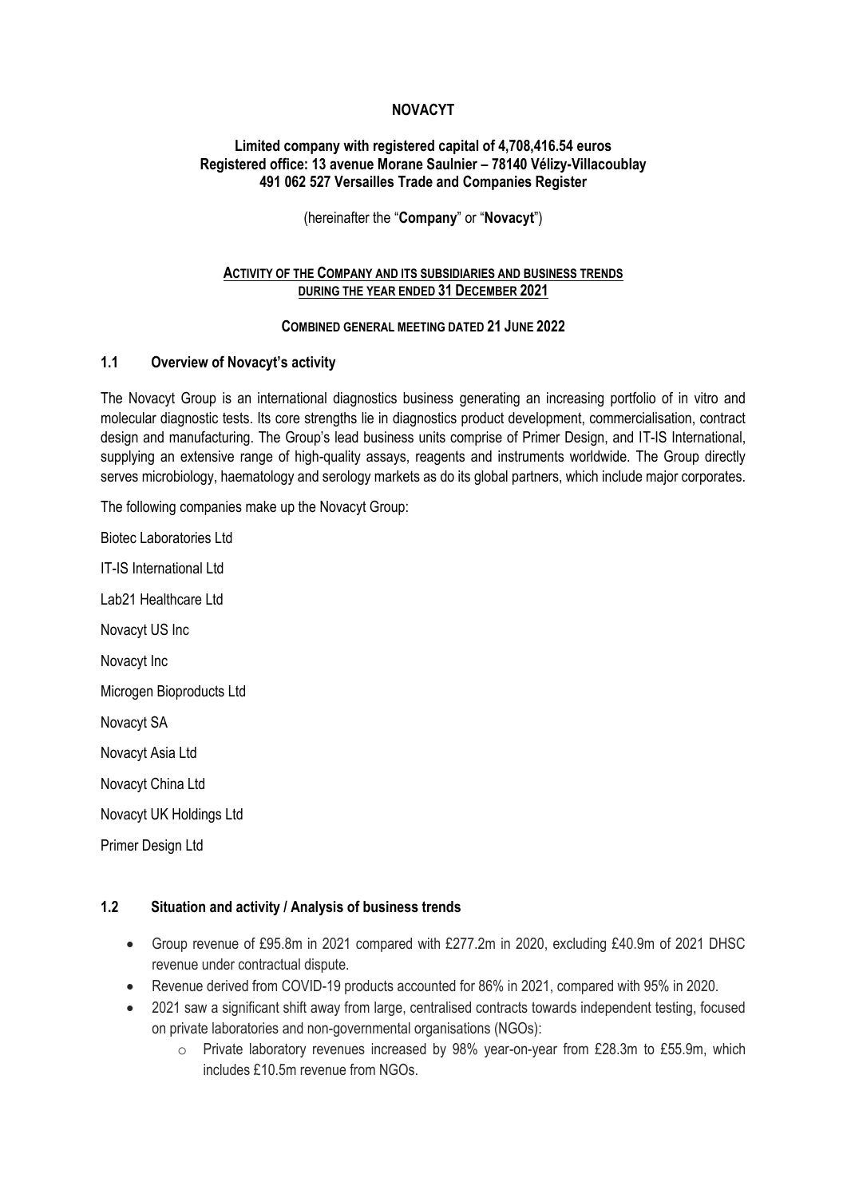**NOVACYT**

**Limited company with registered capital of 4,708,416.54 euros**
**Registered office: 13 avenue Morane Saulnier – 78140 Vélizy-Villacoublay**
**491 062 527 Versailles Trade and Companies Register**

(hereinafter the "**Company**" or "**Novacyt**")

**ACTIVITY OF THE COMPANY AND ITS SUBSIDIARIES AND BUSINESS TRENDS DURING THE YEAR ENDED 31 DECEMBER 2021**

**COMBINED GENERAL MEETING DATED 21 JUNE 2022**

## 1.1 Overview of Novacyt's activity

The Novacyt Group is an international diagnostics business generating an increasing portfolio of in vitro and molecular diagnostic tests. Its core strengths lie in diagnostics product development, commercialisation, contract design and manufacturing. The Group's lead business units comprise of Primer Design, and IT-IS International, supplying an extensive range of high-quality assays, reagents and instruments worldwide. The Group directly serves microbiology, haematology and serology markets as do its global partners, which include major corporates.

The following companies make up the Novacyt Group:

Biotec Laboratories Ltd

IT-IS International Ltd

Lab21 Healthcare Ltd

Novacyt US Inc

Novacyt Inc

Microgen Bioproducts Ltd

Novacyt SA

Novacyt Asia Ltd

Novacyt China Ltd

Novacyt UK Holdings Ltd

Primer Design Ltd

## 1.2 Situation and activity / Analysis of business trends

- Group revenue of £95.8m in 2021 compared with £277.2m in 2020, excluding £40.9m of 2021 DHSC revenue under contractual dispute.
- Revenue derived from COVID-19 products accounted for 86% in 2021, compared with 95% in 2020.
- 2021 saw a significant shift away from large, centralised contracts towards independent testing, focused on private laboratories and non-governmental organisations (NGOs):
  - Private laboratory revenues increased by 98% year-on-year from £28.3m to £55.9m, which includes £10.5m revenue from NGOs.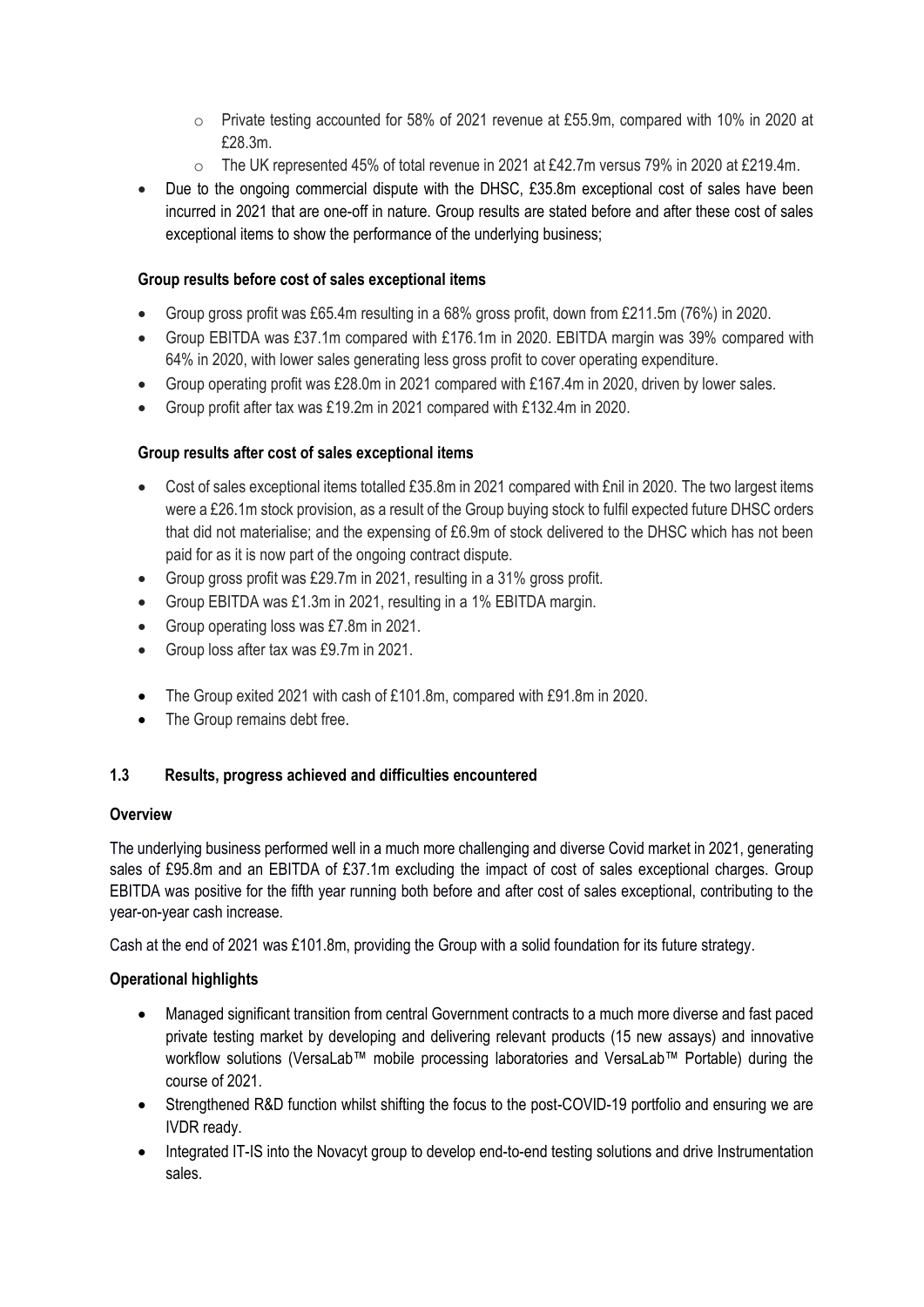- Private testing accounted for 58% of 2021 revenue at £55.9m, compared with 10% in 2020 at £28.3m.
    - The UK represented 45% of total revenue in 2021 at £42.7m versus 79% in 2020 at £219.4m.
- Due to the ongoing commercial dispute with the DHSC, £35.8m exceptional cost of sales have been incurred in 2021 that are one-off in nature. Group results are stated before and after these cost of sales exceptional items to show the performance of the underlying business;

**Group results before cost of sales exceptional items**

- Group gross profit was £65.4m resulting in a 68% gross profit, down from £211.5m (76%) in 2020.
- Group EBITDA was £37.1m compared with £176.1m in 2020. EBITDA margin was 39% compared with 64% in 2020, with lower sales generating less gross profit to cover operating expenditure.
- Group operating profit was £28.0m in 2021 compared with £167.4m in 2020, driven by lower sales.
- Group profit after tax was £19.2m in 2021 compared with £132.4m in 2020.

**Group results after cost of sales exceptional items**

- Cost of sales exceptional items totalled £35.8m in 2021 compared with £nil in 2020. The two largest items were a £26.1m stock provision, as a result of the Group buying stock to fulfil expected future DHSC orders that did not materialise; and the expensing of £6.9m of stock delivered to the DHSC which has not been paid for as it is now part of the ongoing contract dispute.
- Group gross profit was £29.7m in 2021, resulting in a 31% gross profit.
- Group EBITDA was £1.3m in 2021, resulting in a 1% EBITDA margin.
- Group operating loss was £7.8m in 2021.
- Group loss after tax was £9.7m in 2021.

- The Group exited 2021 with cash of £101.8m, compared with £91.8m in 2020.
- The Group remains debt free.

## 1.3 Results, progress achieved and difficulties encountered

**Overview**

The underlying business performed well in a much more challenging and diverse Covid market in 2021, generating sales of £95.8m and an EBITDA of £37.1m excluding the impact of cost of sales exceptional charges. Group EBITDA was positive for the fifth year running both before and after cost of sales exceptional, contributing to the year-on-year cash increase.

Cash at the end of 2021 was £101.8m, providing the Group with a solid foundation for its future strategy.

**Operational highlights**

- Managed significant transition from central Government contracts to a much more diverse and fast paced private testing market by developing and delivering relevant products (15 new assays) and innovative workflow solutions (VersaLab™ mobile processing laboratories and VersaLab™ Portable) during the course of 2021.
- Strengthened R&D function whilst shifting the focus to the post-COVID-19 portfolio and ensuring we are IVDR ready.
- Integrated IT-IS into the Novacyt group to develop end-to-end testing solutions and drive Instrumentation sales.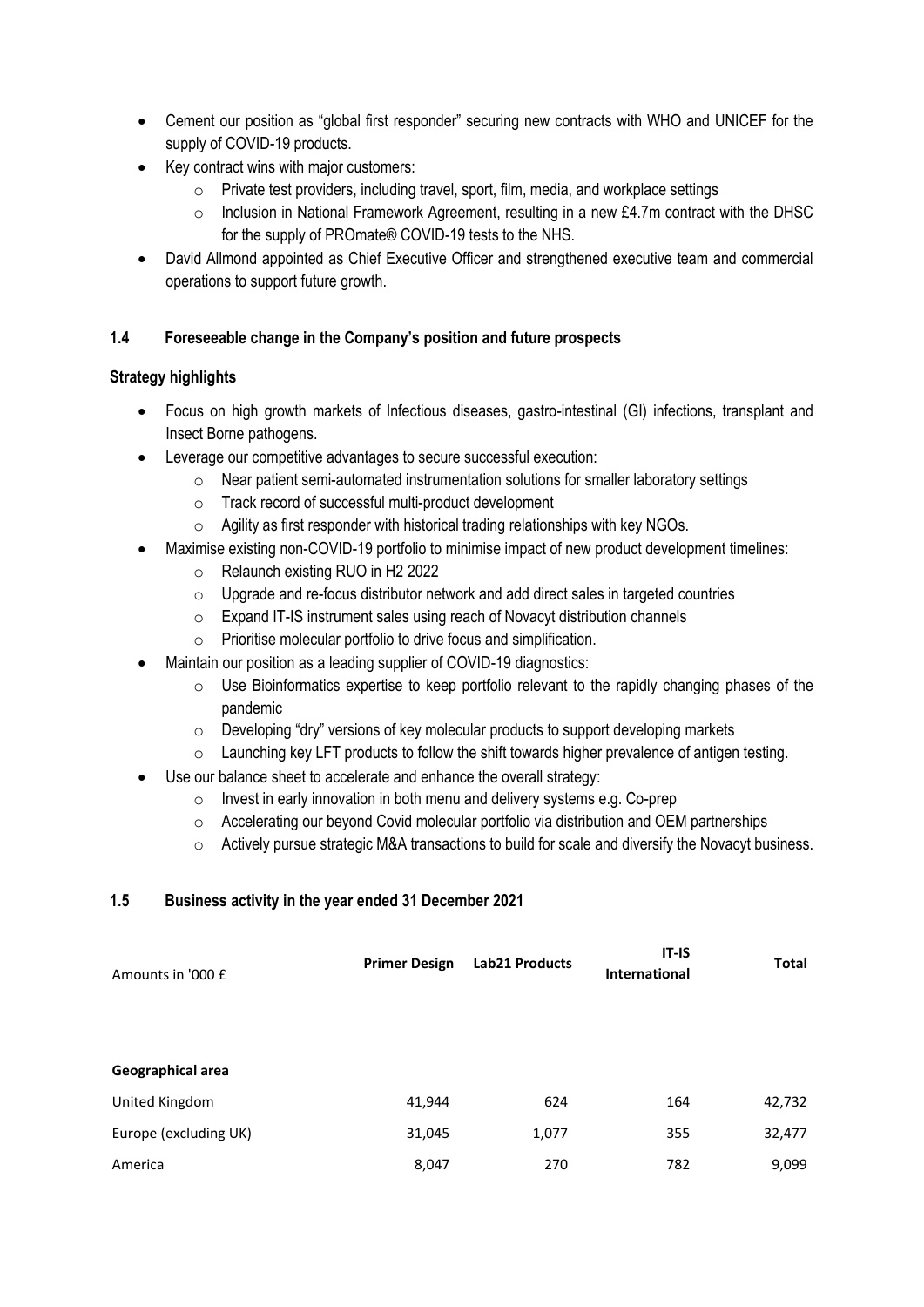- Cement our position as "global first responder" securing new contracts with WHO and UNICEF for the supply of COVID-19 products.
- Key contract wins with major customers:
  - Private test providers, including travel, sport, film, media, and workplace settings
  - Inclusion in National Framework Agreement, resulting in a new £4.7m contract with the DHSC for the supply of PROmate® COVID-19 tests to the NHS.
- David Allmond appointed as Chief Executive Officer and strengthened executive team and commercial operations to support future growth.

### 1.4 Foreseeable change in the Company's position and future prospects

**Strategy highlights**

- Focus on high growth markets of Infectious diseases, gastro-intestinal (GI) infections, transplant and Insect Borne pathogens.
- Leverage our competitive advantages to secure successful execution:
  - Near patient semi-automated instrumentation solutions for smaller laboratory settings
  - Track record of successful multi-product development
  - Agility as first responder with historical trading relationships with key NGOs.
- Maximise existing non-COVID-19 portfolio to minimise impact of new product development timelines:
  - Relaunch existing RUO in H2 2022
  - Upgrade and re-focus distributor network and add direct sales in targeted countries
  - Expand IT-IS instrument sales using reach of Novacyt distribution channels
  - Prioritise molecular portfolio to drive focus and simplification.
- Maintain our position as a leading supplier of COVID-19 diagnostics:
  - Use Bioinformatics expertise to keep portfolio relevant to the rapidly changing phases of the pandemic
  - Developing "dry" versions of key molecular products to support developing markets
  - Launching key LFT products to follow the shift towards higher prevalence of antigen testing.
- Use our balance sheet to accelerate and enhance the overall strategy:
  - Invest in early innovation in both menu and delivery systems e.g. Co-prep
  - Accelerating our beyond Covid molecular portfolio via distribution and OEM partnerships
  - Actively pursue strategic M&A transactions to build for scale and diversify the Novacyt business.

### 1.5 Business activity in the year ended 31 December 2021

| Amounts in '000 £ | Primer Design | Lab21 Products | IT-IS International | Total |
|---|---|---|---|---|
| **Geographical area** | | | | |
| United Kingdom | 41,944 | 624 | 164 | 42,732 |
| Europe (excluding UK) | 31,045 | 1,077 | 355 | 32,477 |
| America | 8,047 | 270 | 782 | 9,099 |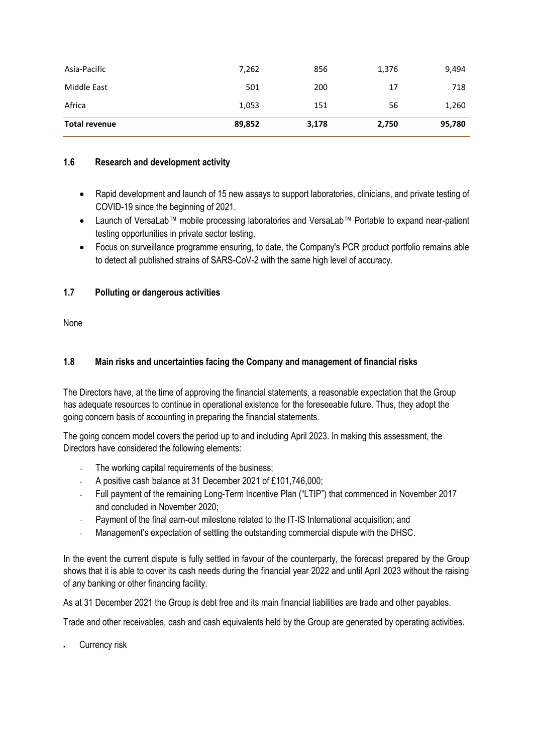| | | | | |
|---|---|---|---|---|
| Asia-Pacific | 7,262 | 856 | 1,376 | 9,494 |
| Middle East | 501 | 200 | 17 | 718 |
| Africa | 1,053 | 151 | 56 | 1,260 |
| **Total revenue** | **89,852** | **3,178** | **2,750** | **95,780** |

### 1.6 Research and development activity

- Rapid development and launch of 15 new assays to support laboratories, clinicians, and private testing of COVID-19 since the beginning of 2021.
- Launch of VersaLab™ mobile processing laboratories and VersaLab™ Portable to expand near-patient testing opportunities in private sector testing.
- Focus on surveillance programme ensuring, to date, the Company's PCR product portfolio remains able to detect all published strains of SARS-CoV-2 with the same high level of accuracy.

### 1.7 Polluting or dangerous activities

None

### 1.8 Main risks and uncertainties facing the Company and management of financial risks

The Directors have, at the time of approving the financial statements, a reasonable expectation that the Group has adequate resources to continue in operational existence for the foreseeable future. Thus, they adopt the going concern basis of accounting in preparing the financial statements.

The going concern model covers the period up to and including April 2023. In making this assessment, the Directors have considered the following elements:

- The working capital requirements of the business;
- A positive cash balance at 31 December 2021 of £101,746,000;
- Full payment of the remaining Long-Term Incentive Plan ("LTIP") that commenced in November 2017 and concluded in November 2020;
- Payment of the final earn-out milestone related to the IT-IS International acquisition; and
- Management's expectation of settling the outstanding commercial dispute with the DHSC.

In the event the current dispute is fully settled in favour of the counterparty, the forecast prepared by the Group shows that it is able to cover its cash needs during the financial year 2022 and until April 2023 without the raising of any banking or other financing facility.

As at 31 December 2021 the Group is debt free and its main financial liabilities are trade and other payables.

Trade and other receivables, cash and cash equivalents held by the Group are generated by operating activities.

- Currency risk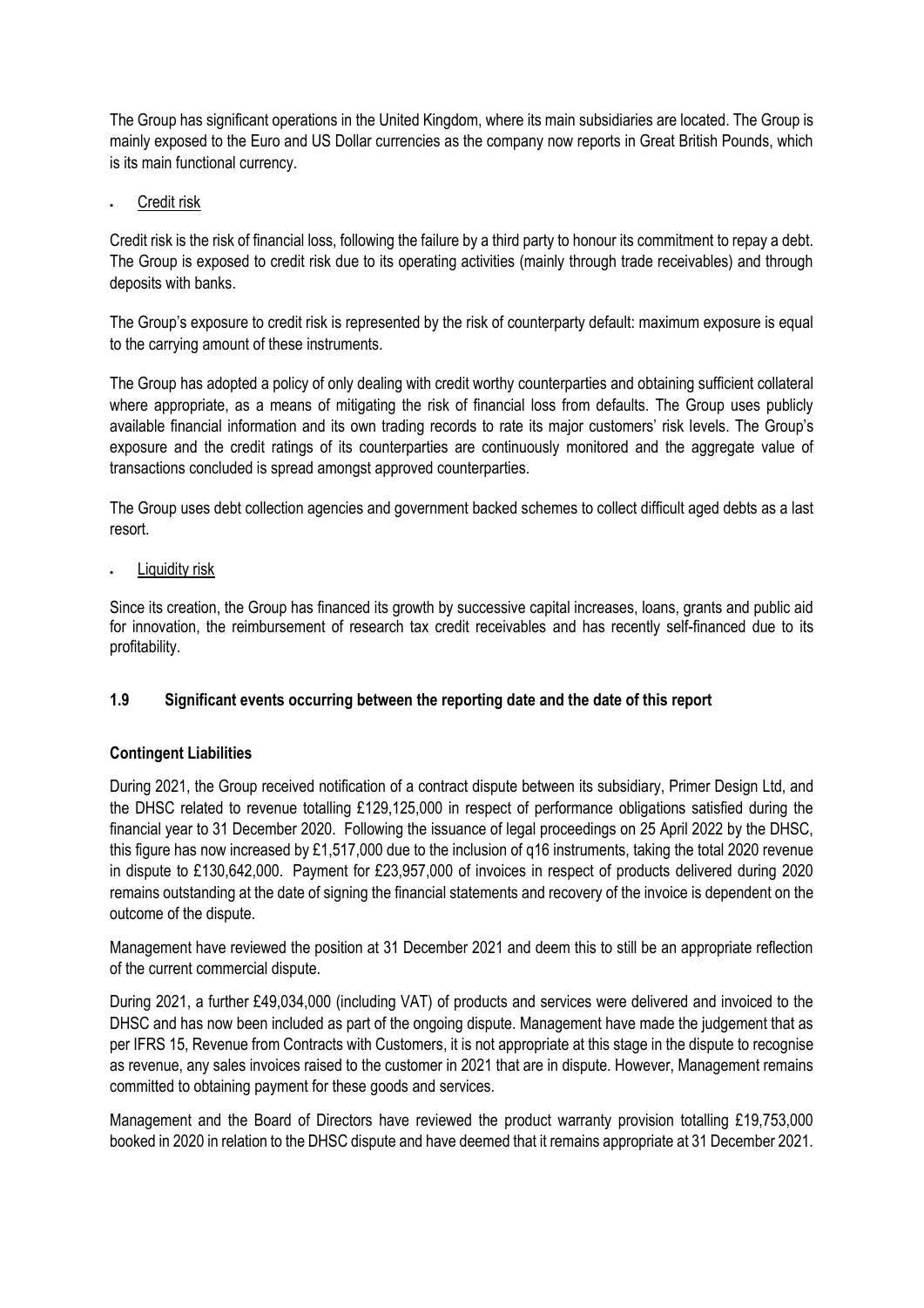The Group has significant operations in the United Kingdom, where its main subsidiaries are located. The Group is mainly exposed to the Euro and US Dollar currencies as the company now reports in Great British Pounds, which is its main functional currency.

- Credit risk

Credit risk is the risk of financial loss, following the failure by a third party to honour its commitment to repay a debt. The Group is exposed to credit risk due to its operating activities (mainly through trade receivables) and through deposits with banks.

The Group's exposure to credit risk is represented by the risk of counterparty default: maximum exposure is equal to the carrying amount of these instruments.

The Group has adopted a policy of only dealing with credit worthy counterparties and obtaining sufficient collateral where appropriate, as a means of mitigating the risk of financial loss from defaults. The Group uses publicly available financial information and its own trading records to rate its major customers' risk levels. The Group's exposure and the credit ratings of its counterparties are continuously monitored and the aggregate value of transactions concluded is spread amongst approved counterparties.

The Group uses debt collection agencies and government backed schemes to collect difficult aged debts as a last resort.

- Liquidity risk

Since its creation, the Group has financed its growth by successive capital increases, loans, grants and public aid for innovation, the reimbursement of research tax credit receivables and has recently self-financed due to its profitability.

## 1.9 Significant events occurring between the reporting date and the date of this report

**Contingent Liabilities**

During 2021, the Group received notification of a contract dispute between its subsidiary, Primer Design Ltd, and the DHSC related to revenue totalling £129,125,000 in respect of performance obligations satisfied during the financial year to 31 December 2020. Following the issuance of legal proceedings on 25 April 2022 by the DHSC, this figure has now increased by £1,517,000 due to the inclusion of q16 instruments, taking the total 2020 revenue in dispute to £130,642,000. Payment for £23,957,000 of invoices in respect of products delivered during 2020 remains outstanding at the date of signing the financial statements and recovery of the invoice is dependent on the outcome of the dispute.

Management have reviewed the position at 31 December 2021 and deem this to still be an appropriate reflection of the current commercial dispute.

During 2021, a further £49,034,000 (including VAT) of products and services were delivered and invoiced to the DHSC and has now been included as part of the ongoing dispute. Management have made the judgement that as per IFRS 15, Revenue from Contracts with Customers, it is not appropriate at this stage in the dispute to recognise as revenue, any sales invoices raised to the customer in 2021 that are in dispute. However, Management remains committed to obtaining payment for these goods and services.

Management and the Board of Directors have reviewed the product warranty provision totalling £19,753,000 booked in 2020 in relation to the DHSC dispute and have deemed that it remains appropriate at 31 December 2021.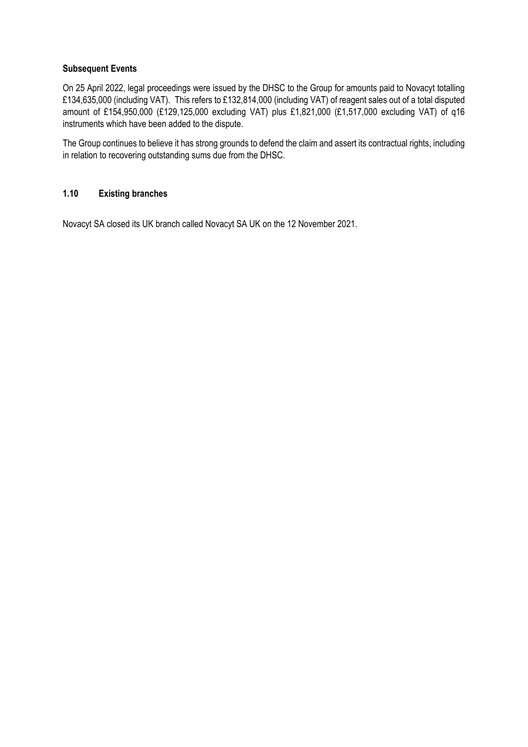**Subsequent Events**

On 25 April 2022, legal proceedings were issued by the DHSC to the Group for amounts paid to Novacyt totalling £134,635,000 (including VAT). This refers to £132,814,000 (including VAT) of reagent sales out of a total disputed amount of £154,950,000 (£129,125,000 excluding VAT) plus £1,821,000 (£1,517,000 excluding VAT) of q16 instruments which have been added to the dispute.

The Group continues to believe it has strong grounds to defend the claim and assert its contractual rights, including in relation to recovering outstanding sums due from the DHSC.

### 1.10 Existing branches

Novacyt SA closed its UK branch called Novacyt SA UK on the 12 November 2021.